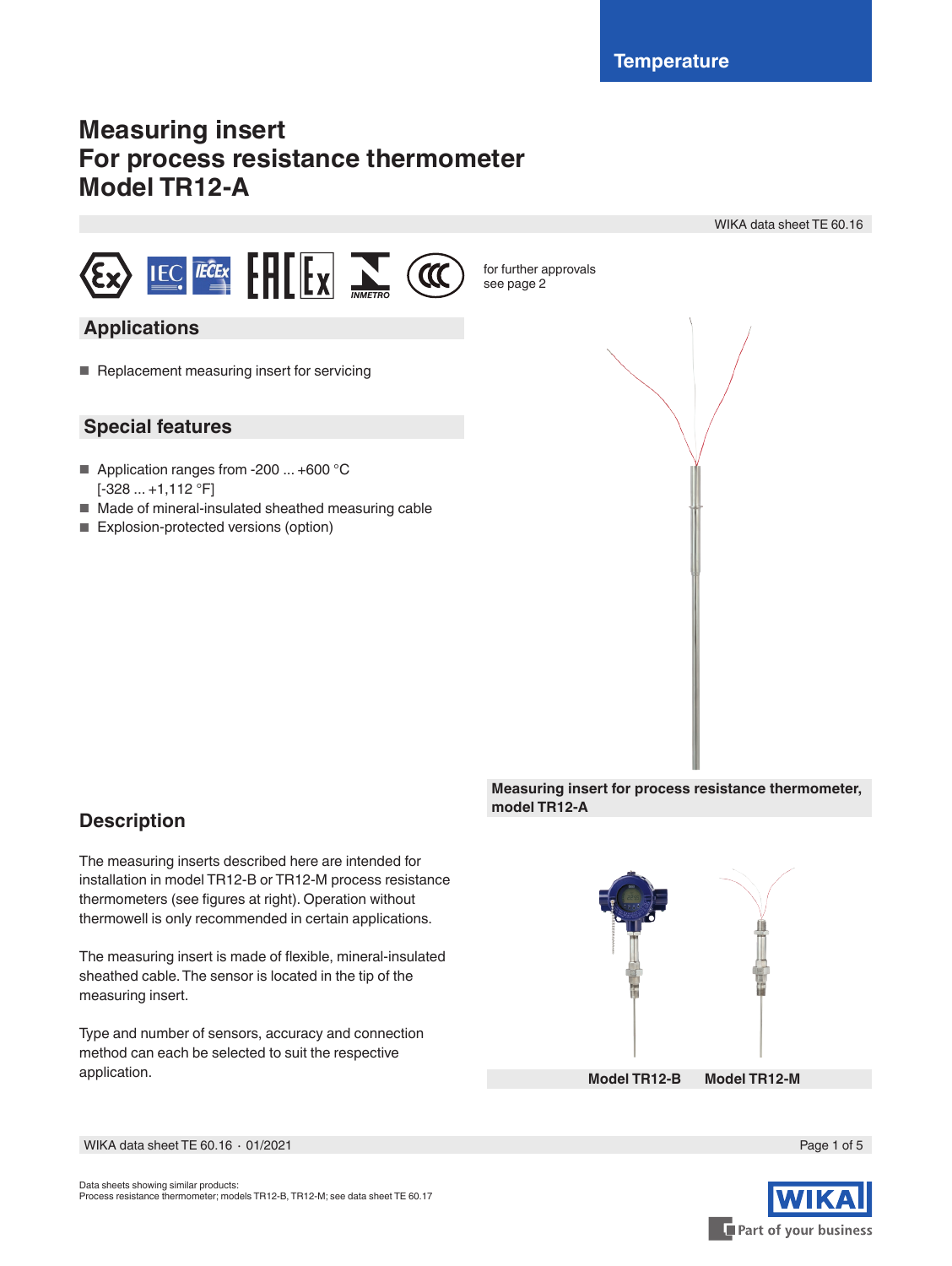Temperature

# Measuring insert
# For process resistance thermometer
# Model TR12-A

WIKA data sheet TE 60.16

for further approvals see page 2

## Applications

- Replacement measuring insert for servicing

## Special features

- Application ranges from -200 ... +600 °C [-328 ... +1,112 °F]
- Made of mineral-insulated sheathed measuring cable
- Explosion-protected versions (option)

**Measuring insert for process resistance thermometer, model TR12-A**

## Description

The measuring inserts described here are intended for installation in model TR12-B or TR12-M process resistance thermometers (see figures at right). Operation without thermowell is only recommended in certain applications.

The measuring insert is made of flexible, mineral-insulated sheathed cable. The sensor is located in the tip of the measuring insert.

Type and number of sensors, accuracy and connection method can each be selected to suit the respective application.

**Model TR12-B** **Model TR12-M**

Data sheets showing similar products:
Process resistance thermometer; models TR12-B, TR12-M; see data sheet TE 60.17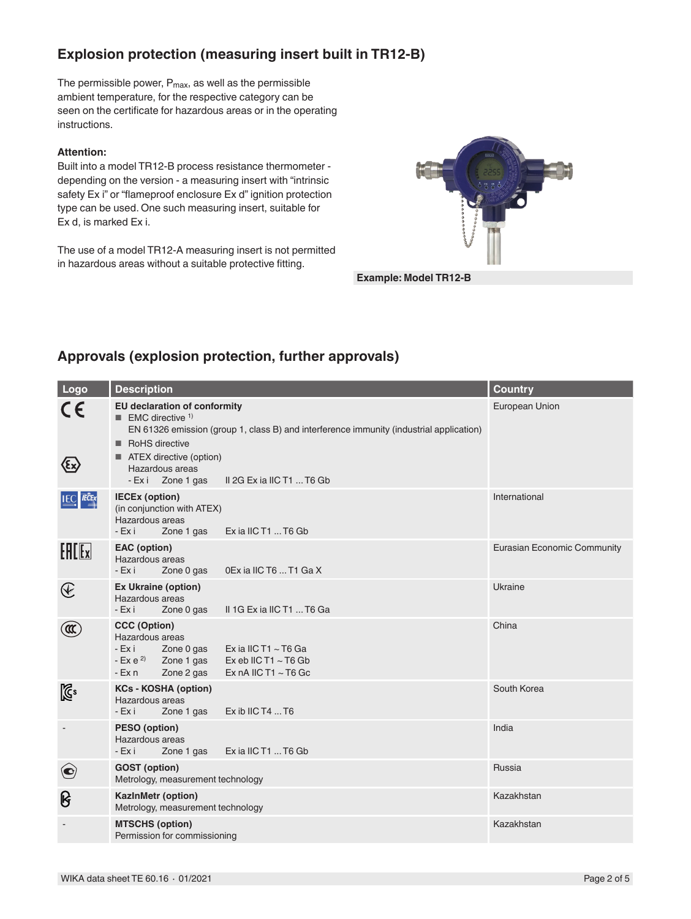## Explosion protection (measuring insert built in TR12-B)

The permissible power, $P_{max}$, as well as the permissible ambient temperature, for the respective category can be seen on the certificate for hazardous areas or in the operating instructions.

**Attention:**
Built into a model TR12-B process resistance thermometer - depending on the version - a measuring insert with "intrinsic safety Ex i" or "flameproof enclosure Ex d" ignition protection type can be used. One such measuring insert, suitable for Ex d, is marked Ex i.

The use of a model TR12-A measuring insert is not permitted in hazardous areas without a suitable protective fitting.

**Example: Model TR12-B**

## Approvals (explosion protection, further approvals)

| Logo | Description | Country |
|---|---|---|
| CE / Ex | **EU declaration of conformity**<br>■ EMC directive [1]<br>EN 61326 emission (group 1, class B) and interference immunity (industrial application)<br>■ RoHS directive<br>■ ATEX directive (option)<br>Hazardous areas<br>- Ex i Zone 1 gas II 2G Ex ia IIC T1 ... T6 Gb | European Union |
| IEC IECEx | **IECEx (option)**<br>(in conjunction with ATEX)<br>Hazardous areas<br>- Ex i Zone 1 gas Ex ia IIC T1 ... T6 Gb | International |
| EAC Ex | **EAC (option)**<br>Hazardous areas<br>- Ex i Zone 0 gas 0Ex ia IIC T6 ... T1 Ga X | Eurasian Economic Community |
| | **Ex Ukraine (option)**<br>Hazardous areas<br>- Ex i Zone 0 gas II 1G Ex ia IIC T1 ... T6 Ga | Ukraine |
| CCC | **CCC (Option)**<br>Hazardous areas<br>- Ex i Zone 0 gas Ex ia IIC T1 ~ T6 Ga<br>- Ex e [2] Zone 1 gas Ex eb IIC T1 ~ T6 Gb<br>- Ex n Zone 2 gas Ex nA IIC T1 ~ T6 Gc | China |
| KCs | **KCs - KOSHA (option)**<br>Hazardous areas<br>- Ex i Zone 1 gas Ex ib IIC T4 ... T6 | South Korea |
| - | **PESO (option)**<br>Hazardous areas<br>- Ex i Zone 1 gas Ex ia IIC T1 ... T6 Gb | India |
| | **GOST (option)**<br>Metrology, measurement technology | Russia |
| | **KazInMetr (option)**<br>Metrology, measurement technology | Kazakhstan |
| - | **MTSCHS (option)**<br>Permission for commissioning | Kazakhstan |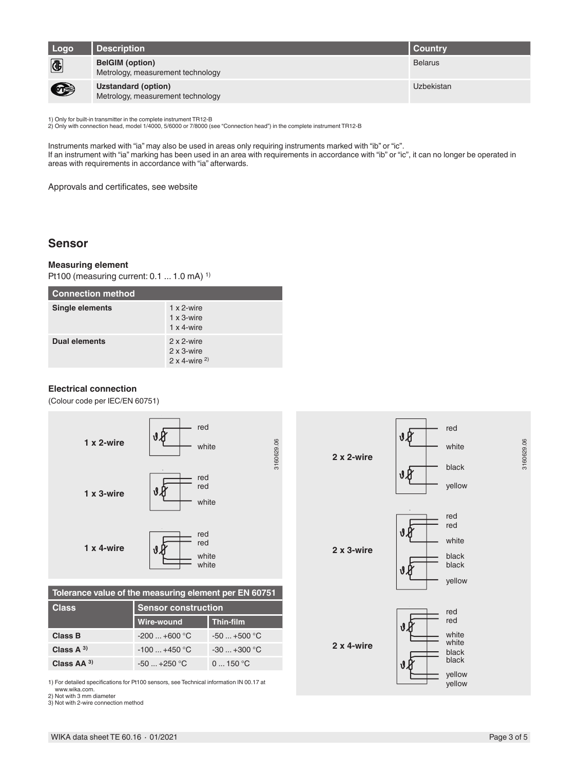| Logo | Description | Country |
|---|---|---|
| | **BelGIM (option)**<br>Metrology, measurement technology | Belarus |
| | **Uzstandard (option)**<br>Metrology, measurement technology | Uzbekistan |

1) Only for built-in transmitter in the complete instrument TR12-B
2) Only with connection head, model 1/4000, 5/6000 or 7/8000 (see "Connection head") in the complete instrument TR12-B

Instruments marked with "ia" may also be used in areas only requiring instruments marked with "ib" or "ic".
If an instrument with "ia" marking has been used in an area with requirements in accordance with "ib" or "ic", it can no longer be operated in areas with requirements in accordance with "ia" afterwards.

Approvals and certificates, see website

## Sensor

### Measuring element

Pt100 (measuring current: 0.1 ... 1.0 mA) [1]

| Connection method | |
|---|---|
| **Single elements** | 1 x 2-wire<br>1 x 3-wire<br>1 x 4-wire |
| **Dual elements** | 2 x 2-wire<br>2 x 3-wire<br>2 x 4-wire [2] |

### Electrical connection

(Colour code per IEC/EN 60751)

- **1 x 2-wire**: red, white
- **1 x 3-wire**: red, red, white
- **1 x 4-wire**: red, red, white, white
- **2 x 2-wire**: red, white, black, yellow
- **2 x 3-wire**: red, red, white, black, black, yellow
- **2 x 4-wire**: red, red, white, white, black, black, yellow, yellow

3160629.06

| Tolerance value of the measuring element per EN 60751 | | |
|---|---|---|
| **Class** | **Sensor construction** | |
| | **Wire-wound** | **Thin-film** |
| **Class B** | -200 ... +600 °C | -50 ... +500 °C |
| **Class A** [3] | -100 ... +450 °C | -30 ... +300 °C |
| **Class AA** [3] | -50 ... +250 °C | 0 ... 150 °C |

1) For detailed specifications for Pt100 sensors, see Technical information IN 00.17 at www.wika.com.
2) Not with 3 mm diameter
3) Not with 2-wire connection method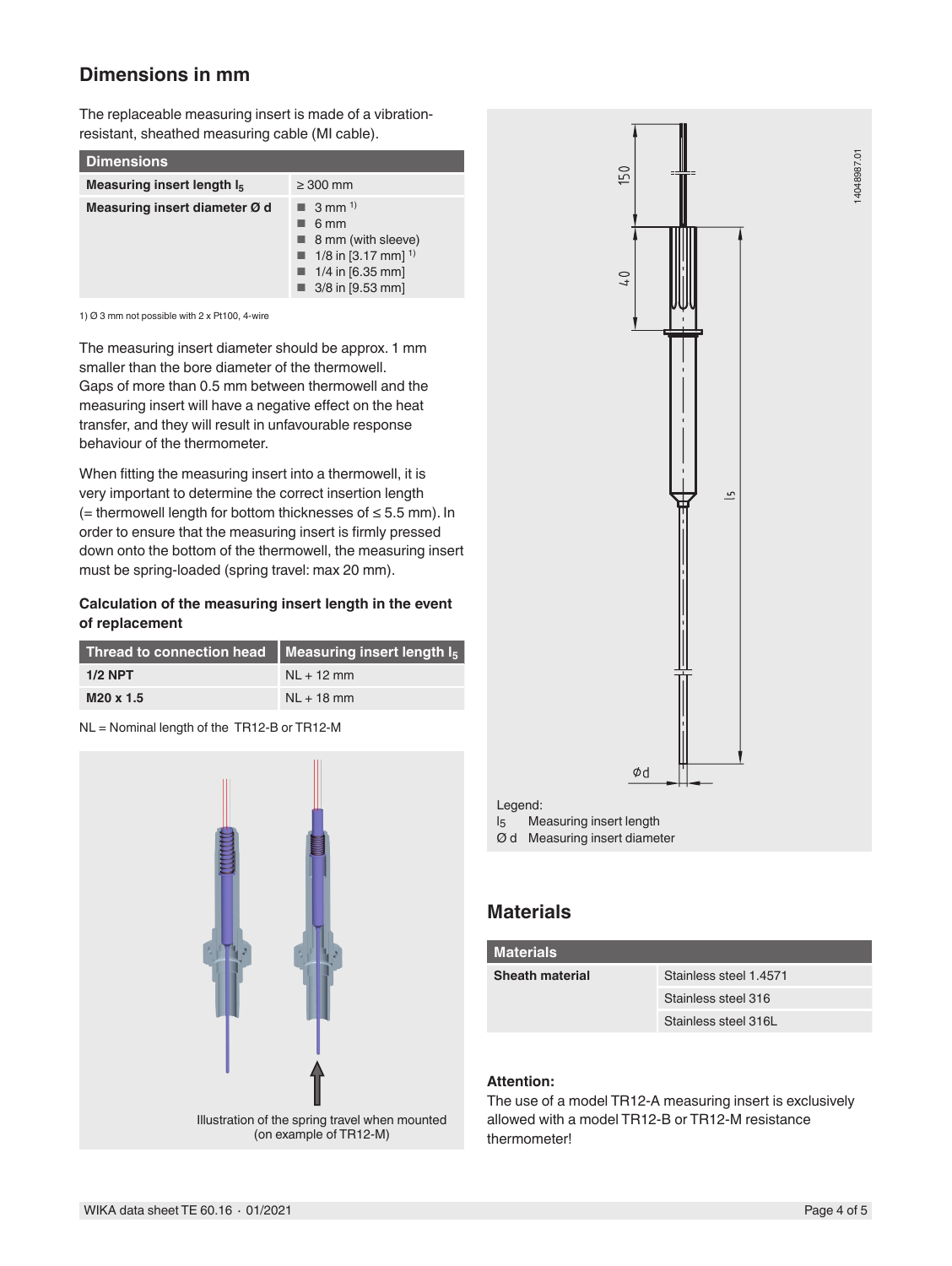## Dimensions in mm

The replaceable measuring insert is made of a vibration-resistant, sheathed measuring cable (MI cable).

| Dimensions | |
|---|---|
| **Measuring insert length $l_5$** | ≥ 300 mm |
| **Measuring insert diameter Ø d** | ■ 3 mm [1]<br>■ 6 mm<br>■ 8 mm (with sleeve)<br>■ 1/8 in [3.17 mm] [1]<br>■ 1/4 in [6.35 mm]<br>■ 3/8 in [9.53 mm] |

1) Ø 3 mm not possible with 2 x Pt100, 4-wire

The measuring insert diameter should be approx. 1 mm smaller than the bore diameter of the thermowell. Gaps of more than 0.5 mm between thermowell and the measuring insert will have a negative effect on the heat transfer, and they will result in unfavourable response behaviour of the thermometer.

When fitting the measuring insert into a thermowell, it is very important to determine the correct insertion length (= thermowell length for bottom thicknesses of ≤ 5.5 mm). In order to ensure that the measuring insert is firmly pressed down onto the bottom of the thermowell, the measuring insert must be spring-loaded (spring travel: max 20 mm).

### Calculation of the measuring insert length in the event of replacement

| Thread to connection head | Measuring insert length $l_5$ |
|---|---|
| **1/2 NPT** | NL + 12 mm |
| **M20 x 1.5** | NL + 18 mm |

NL = Nominal length of the TR12-B or TR12-M

Illustration of the spring travel when mounted (on example of TR12-M)

Legend:
$l_5$ Measuring insert length
Ø d Measuring insert diameter

## Materials

| Materials | |
|---|---|
| **Sheath material** | Stainless steel 1.4571 |
| | Stainless steel 316 |
| | Stainless steel 316L |

**Attention:**
The use of a model TR12-A measuring insert is exclusively allowed with a model TR12-B or TR12-M resistance thermometer!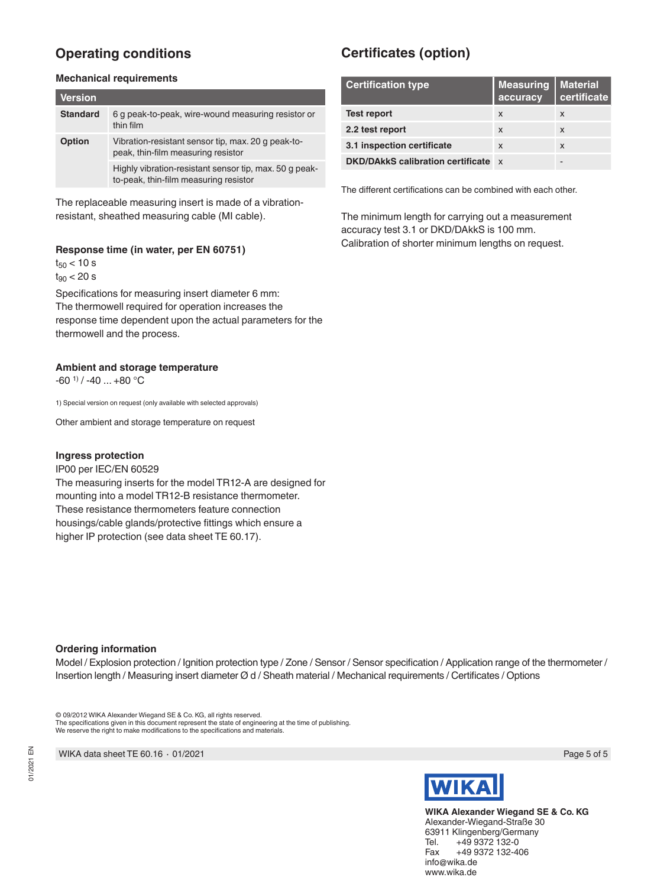## Operating conditions

### Mechanical requirements

| Version | |
|---|---|
| **Standard** | 6 g peak-to-peak, wire-wound measuring resistor or thin film |
| **Option** | Vibration-resistant sensor tip, max. 20 g peak-to-peak, thin-film measuring resistor |
| | Highly vibration-resistant sensor tip, max. 50 g peak-to-peak, thin-film measuring resistor |

The replaceable measuring insert is made of a vibration-resistant, sheathed measuring cable (MI cable).

### Response time (in water, per EN 60751)

$t_{50} < 10$ s
$t_{90} < 20$ s

Specifications for measuring insert diameter 6 mm:
The thermowell required for operation increases the response time dependent upon the actual parameters for the thermowell and the process.

### Ambient and storage temperature

-60 [1] / -40 ... +80 °C

1) Special version on request (only available with selected approvals)

Other ambient and storage temperature on request

### Ingress protection

IP00 per IEC/EN 60529
The measuring inserts for the model TR12-A are designed for mounting into a model TR12-B resistance thermometer. These resistance thermometers feature connection housings/cable glands/protective fittings which ensure a higher IP protection (see data sheet TE 60.17).

## Certificates (option)

| Certification type | Measuring accuracy | Material certificate |
|---|---|---|
| **Test report** | x | x |
| **2.2 test report** | x | x |
| **3.1 inspection certificate** | x | x |
| **DKD/DAkkS calibration certificate** | x | - |

The different certifications can be combined with each other.

The minimum length for carrying out a measurement accuracy test 3.1 or DKD/DAkkS is 100 mm.
Calibration of shorter minimum lengths on request.

### Ordering information

Model / Explosion protection / Ignition protection type / Zone / Sensor / Sensor specification / Application range of the thermometer / Insertion length / Measuring insert diameter Ø d / Sheath material / Mechanical requirements / Certificates / Options

© 09/2012 WIKA Alexander Wiegand SE & Co. KG, all rights reserved.
The specifications given in this document represent the state of engineering at the time of publishing.
We reserve the right to make modifications to the specifications and materials.

**WIKA Alexander Wiegand SE & Co. KG**
Alexander-Wiegand-Straße 30
63911 Klingenberg/Germany
Tel. +49 9372 132-0
Fax +49 9372 132-406
info@wika.de
www.wika.de